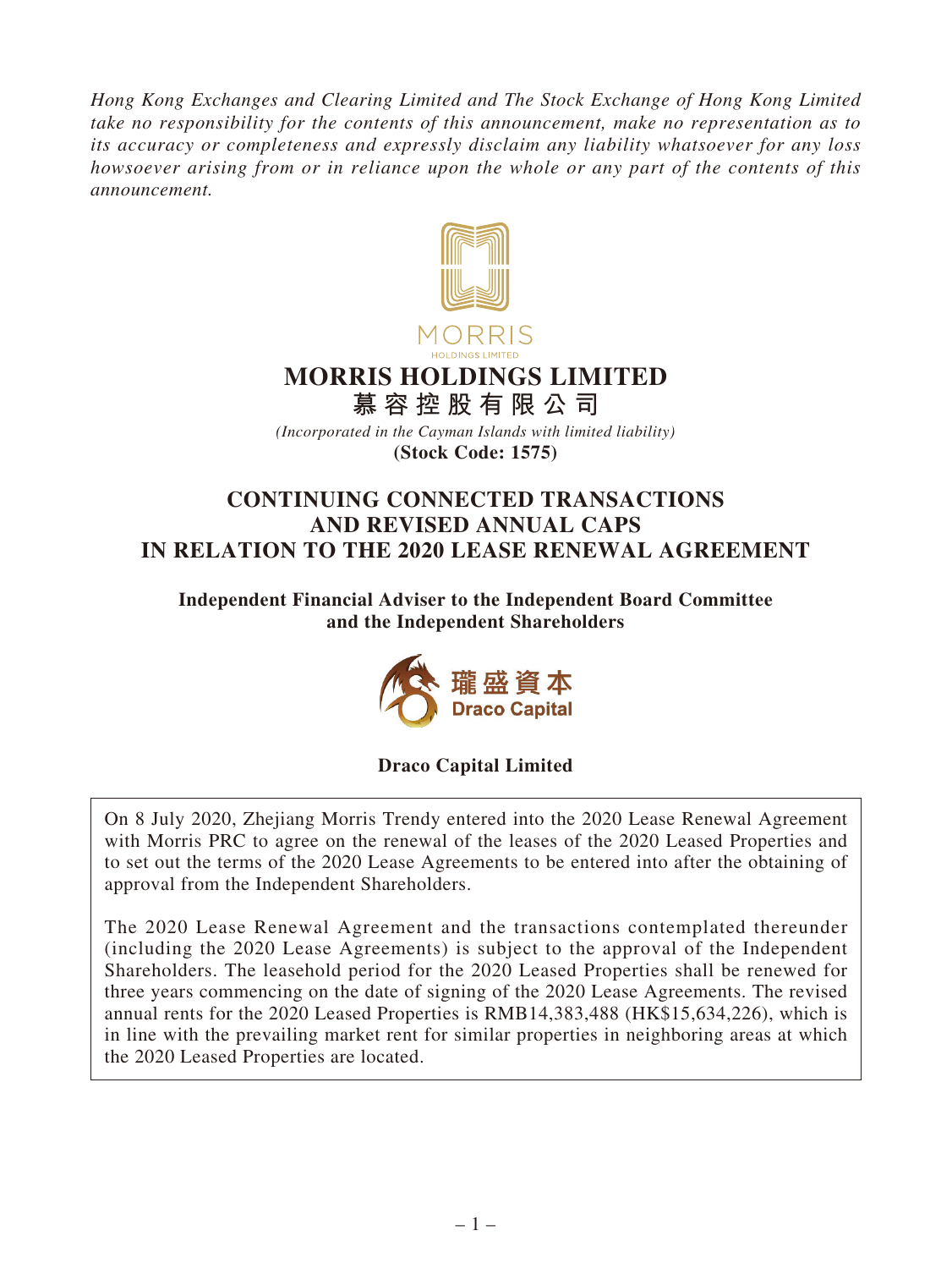*Hong Kong Exchanges and Clearing Limited and The Stock Exchange of Hong Kong Limited take no responsibility for the contents of this announcement, make no representation as to its accuracy or completeness and expressly disclaim any liability whatsoever for any loss howsoever arising from or in reliance upon the whole or any part of the contents of this announcement.*

MORRIS
HOLDINGS LIMITED

# MORRIS HOLDINGS LIMITED
# 慕容控股有限公司

*(Incorporated in the Cayman Islands with limited liability)*
**(Stock Code: 1575)**

# CONTINUING CONNECTED TRANSACTIONS AND REVISED ANNUAL CAPS IN RELATION TO THE 2020 LEASE RENEWAL AGREEMENT

**Independent Financial Adviser to the Independent Board Committee and the Independent Shareholders**

瓏盛資本
Draco Capital

**Draco Capital Limited**

On 8 July 2020, Zhejiang Morris Trendy entered into the 2020 Lease Renewal Agreement with Morris PRC to agree on the renewal of the leases of the 2020 Leased Properties and to set out the terms of the 2020 Lease Agreements to be entered into after the obtaining of approval from the Independent Shareholders.

The 2020 Lease Renewal Agreement and the transactions contemplated thereunder (including the 2020 Lease Agreements) is subject to the approval of the Independent Shareholders. The leasehold period for the 2020 Leased Properties shall be renewed for three years commencing on the date of signing of the 2020 Lease Agreements. The revised annual rents for the 2020 Leased Properties is RMB14,383,488 (HK$15,634,226), which is in line with the prevailing market rent for similar properties in neighboring areas at which the 2020 Leased Properties are located.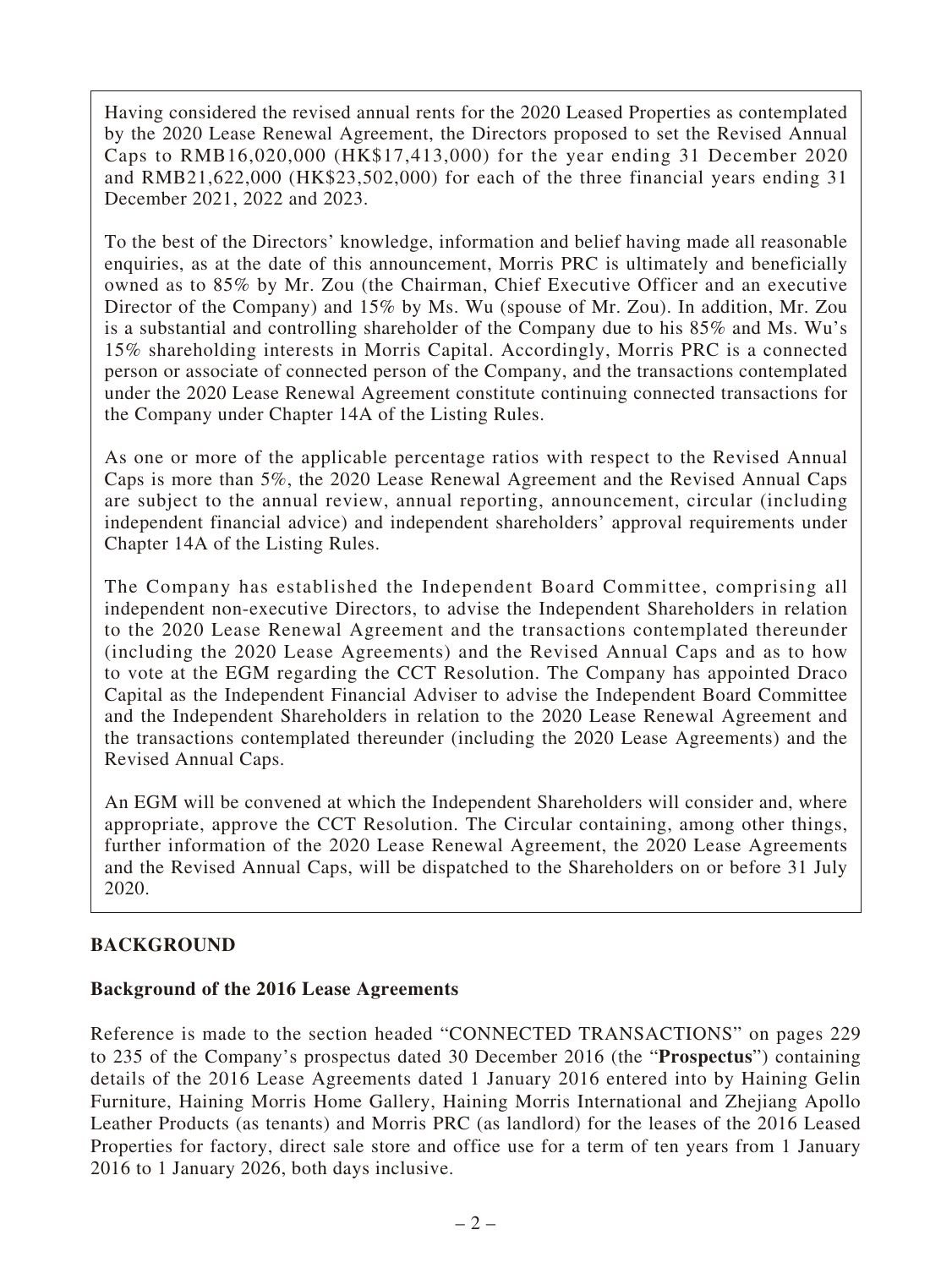Having considered the revised annual rents for the 2020 Leased Properties as contemplated by the 2020 Lease Renewal Agreement, the Directors proposed to set the Revised Annual Caps to RMB16,020,000 (HK$17,413,000) for the year ending 31 December 2020 and RMB21,622,000 (HK$23,502,000) for each of the three financial years ending 31 December 2021, 2022 and 2023.

To the best of the Directors' knowledge, information and belief having made all reasonable enquiries, as at the date of this announcement, Morris PRC is ultimately and beneficially owned as to 85% by Mr. Zou (the Chairman, Chief Executive Officer and an executive Director of the Company) and 15% by Ms. Wu (spouse of Mr. Zou). In addition, Mr. Zou is a substantial and controlling shareholder of the Company due to his 85% and Ms. Wu's 15% shareholding interests in Morris Capital. Accordingly, Morris PRC is a connected person or associate of connected person of the Company, and the transactions contemplated under the 2020 Lease Renewal Agreement constitute continuing connected transactions for the Company under Chapter 14A of the Listing Rules.

As one or more of the applicable percentage ratios with respect to the Revised Annual Caps is more than 5%, the 2020 Lease Renewal Agreement and the Revised Annual Caps are subject to the annual review, annual reporting, announcement, circular (including independent financial advice) and independent shareholders' approval requirements under Chapter 14A of the Listing Rules.

The Company has established the Independent Board Committee, comprising all independent non-executive Directors, to advise the Independent Shareholders in relation to the 2020 Lease Renewal Agreement and the transactions contemplated thereunder (including the 2020 Lease Agreements) and the Revised Annual Caps and as to how to vote at the EGM regarding the CCT Resolution. The Company has appointed Draco Capital as the Independent Financial Adviser to advise the Independent Board Committee and the Independent Shareholders in relation to the 2020 Lease Renewal Agreement and the transactions contemplated thereunder (including the 2020 Lease Agreements) and the Revised Annual Caps.

An EGM will be convened at which the Independent Shareholders will consider and, where appropriate, approve the CCT Resolution. The Circular containing, among other things, further information of the 2020 Lease Renewal Agreement, the 2020 Lease Agreements and the Revised Annual Caps, will be dispatched to the Shareholders on or before 31 July 2020.

## BACKGROUND

### Background of the 2016 Lease Agreements

Reference is made to the section headed "CONNECTED TRANSACTIONS" on pages 229 to 235 of the Company's prospectus dated 30 December 2016 (the "**Prospectus**") containing details of the 2016 Lease Agreements dated 1 January 2016 entered into by Haining Gelin Furniture, Haining Morris Home Gallery, Haining Morris International and Zhejiang Apollo Leather Products (as tenants) and Morris PRC (as landlord) for the leases of the 2016 Leased Properties for factory, direct sale store and office use for a term of ten years from 1 January 2016 to 1 January 2026, both days inclusive.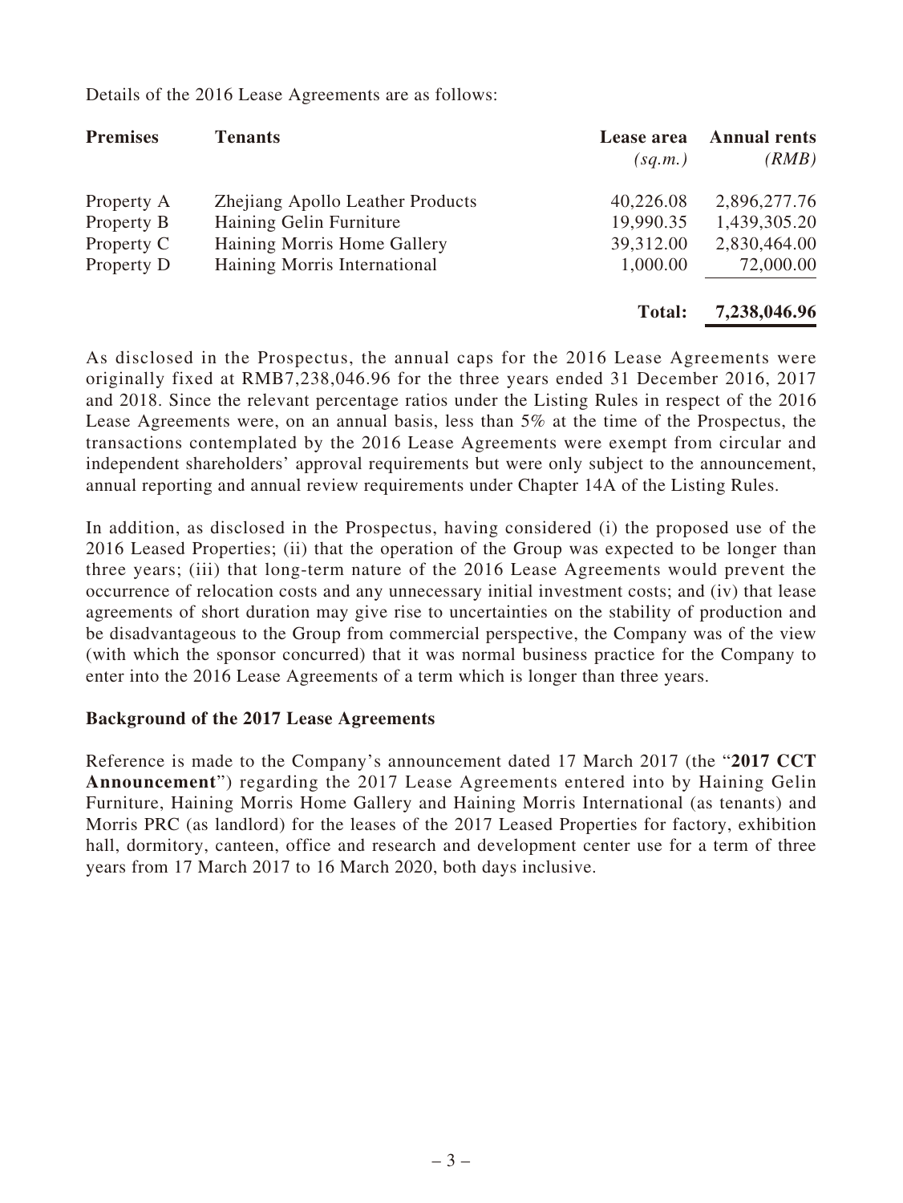Details of the 2016 Lease Agreements are as follows:

| Premises | Tenants | Lease area *(sq.m.)* | Annual rents *(RMB)* |
|---|---|---|---|
| Property A | Zhejiang Apollo Leather Products | 40,226.08 | 2,896,277.76 |
| Property B | Haining Gelin Furniture | 19,990.35 | 1,439,305.20 |
| Property C | Haining Morris Home Gallery | 39,312.00 | 2,830,464.00 |
| Property D | Haining Morris International | 1,000.00 | 72,000.00 |
| | | **Total:** | **7,238,046.96** |

As disclosed in the Prospectus, the annual caps for the 2016 Lease Agreements were originally fixed at RMB7,238,046.96 for the three years ended 31 December 2016, 2017 and 2018. Since the relevant percentage ratios under the Listing Rules in respect of the 2016 Lease Agreements were, on an annual basis, less than 5% at the time of the Prospectus, the transactions contemplated by the 2016 Lease Agreements were exempt from circular and independent shareholders' approval requirements but were only subject to the announcement, annual reporting and annual review requirements under Chapter 14A of the Listing Rules.

In addition, as disclosed in the Prospectus, having considered (i) the proposed use of the 2016 Leased Properties; (ii) that the operation of the Group was expected to be longer than three years; (iii) that long-term nature of the 2016 Lease Agreements would prevent the occurrence of relocation costs and any unnecessary initial investment costs; and (iv) that lease agreements of short duration may give rise to uncertainties on the stability of production and be disadvantageous to the Group from commercial perspective, the Company was of the view (with which the sponsor concurred) that it was normal business practice for the Company to enter into the 2016 Lease Agreements of a term which is longer than three years.

**Background of the 2017 Lease Agreements**

Reference is made to the Company's announcement dated 17 March 2017 (the "**2017 CCT Announcement**") regarding the 2017 Lease Agreements entered into by Haining Gelin Furniture, Haining Morris Home Gallery and Haining Morris International (as tenants) and Morris PRC (as landlord) for the leases of the 2017 Leased Properties for factory, exhibition hall, dormitory, canteen, office and research and development center use for a term of three years from 17 March 2017 to 16 March 2020, both days inclusive.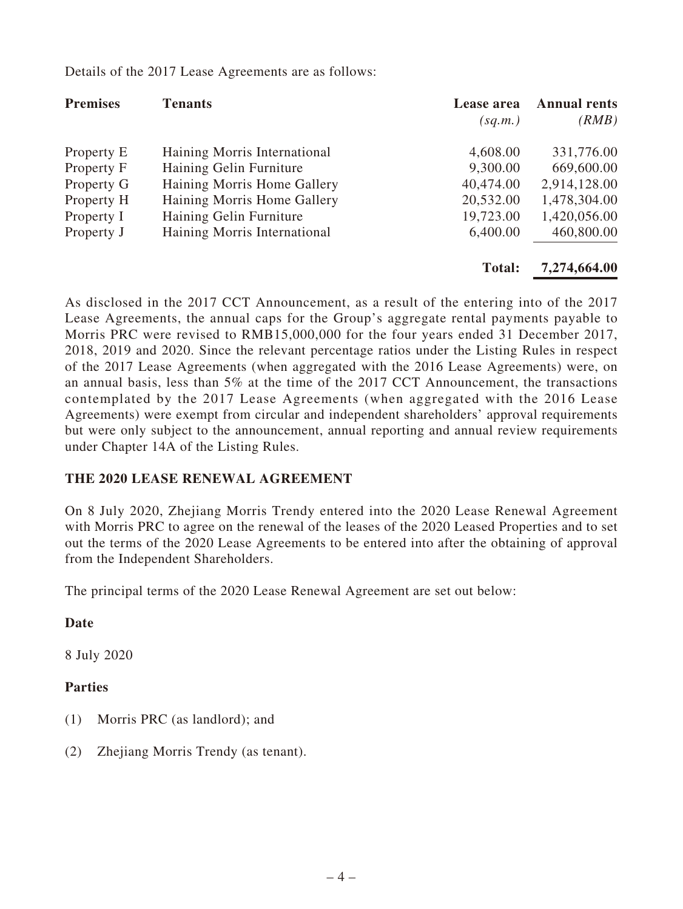Details of the 2017 Lease Agreements are as follows:

| Premises | Tenants | Lease area *(sq.m.)* | Annual rents *(RMB)* |
|---|---|---|---|
| Property E | Haining Morris International | 4,608.00 | 331,776.00 |
| Property F | Haining Gelin Furniture | 9,300.00 | 669,600.00 |
| Property G | Haining Morris Home Gallery | 40,474.00 | 2,914,128.00 |
| Property H | Haining Morris Home Gallery | 20,532.00 | 1,478,304.00 |
| Property I | Haining Gelin Furniture | 19,723.00 | 1,420,056.00 |
| Property J | Haining Morris International | 6,400.00 | 460,800.00 |
| | | **Total:** | **7,274,664.00** |

As disclosed in the 2017 CCT Announcement, as a result of the entering into of the 2017 Lease Agreements, the annual caps for the Group's aggregate rental payments payable to Morris PRC were revised to RMB15,000,000 for the four years ended 31 December 2017, 2018, 2019 and 2020. Since the relevant percentage ratios under the Listing Rules in respect of the 2017 Lease Agreements (when aggregated with the 2016 Lease Agreements) were, on an annual basis, less than 5% at the time of the 2017 CCT Announcement, the transactions contemplated by the 2017 Lease Agreements (when aggregated with the 2016 Lease Agreements) were exempt from circular and independent shareholders' approval requirements but were only subject to the announcement, annual reporting and annual review requirements under Chapter 14A of the Listing Rules.

**THE 2020 LEASE RENEWAL AGREEMENT**

On 8 July 2020, Zhejiang Morris Trendy entered into the 2020 Lease Renewal Agreement with Morris PRC to agree on the renewal of the leases of the 2020 Leased Properties and to set out the terms of the 2020 Lease Agreements to be entered into after the obtaining of approval from the Independent Shareholders.

The principal terms of the 2020 Lease Renewal Agreement are set out below:

**Date**

8 July 2020

**Parties**

(1) Morris PRC (as landlord); and

(2) Zhejiang Morris Trendy (as tenant).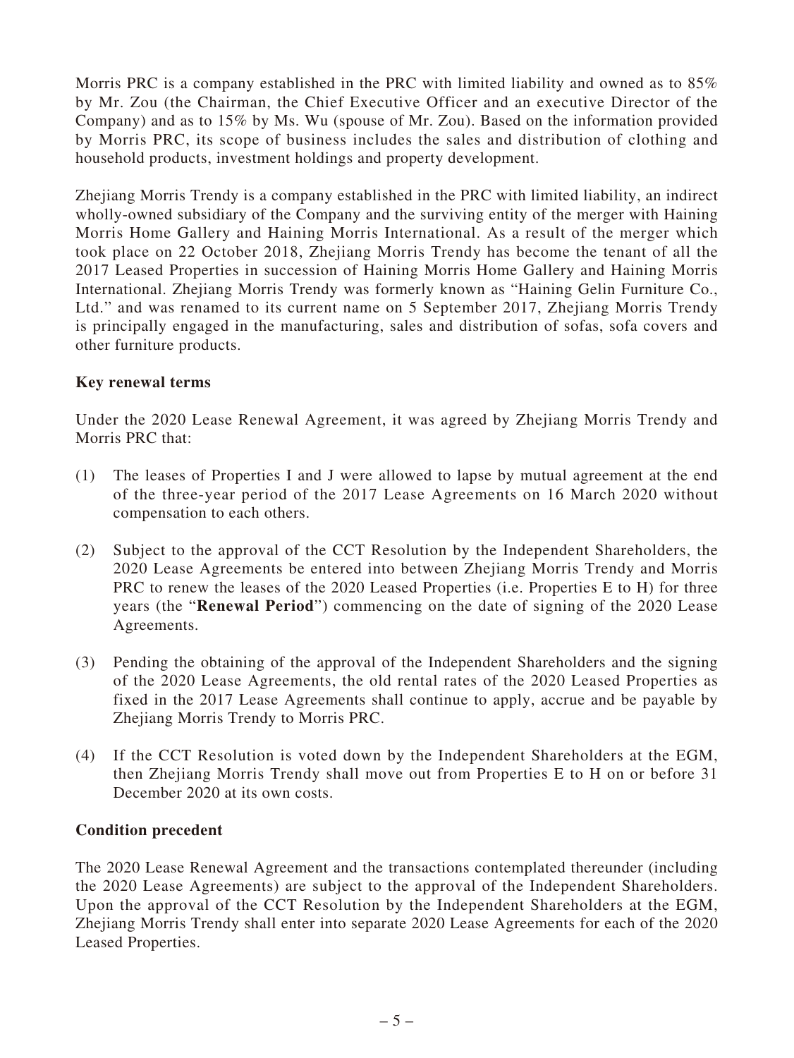Morris PRC is a company established in the PRC with limited liability and owned as to 85% by Mr. Zou (the Chairman, the Chief Executive Officer and an executive Director of the Company) and as to 15% by Ms. Wu (spouse of Mr. Zou). Based on the information provided by Morris PRC, its scope of business includes the sales and distribution of clothing and household products, investment holdings and property development.

Zhejiang Morris Trendy is a company established in the PRC with limited liability, an indirect wholly-owned subsidiary of the Company and the surviving entity of the merger with Haining Morris Home Gallery and Haining Morris International. As a result of the merger which took place on 22 October 2018, Zhejiang Morris Trendy has become the tenant of all the 2017 Leased Properties in succession of Haining Morris Home Gallery and Haining Morris International. Zhejiang Morris Trendy was formerly known as "Haining Gelin Furniture Co., Ltd." and was renamed to its current name on 5 September 2017, Zhejiang Morris Trendy is principally engaged in the manufacturing, sales and distribution of sofas, sofa covers and other furniture products.

**Key renewal terms**

Under the 2020 Lease Renewal Agreement, it was agreed by Zhejiang Morris Trendy and Morris PRC that:

(1) The leases of Properties I and J were allowed to lapse by mutual agreement at the end of the three-year period of the 2017 Lease Agreements on 16 March 2020 without compensation to each others.

(2) Subject to the approval of the CCT Resolution by the Independent Shareholders, the 2020 Lease Agreements be entered into between Zhejiang Morris Trendy and Morris PRC to renew the leases of the 2020 Leased Properties (i.e. Properties E to H) for three years (the "**Renewal Period**") commencing on the date of signing of the 2020 Lease Agreements.

(3) Pending the obtaining of the approval of the Independent Shareholders and the signing of the 2020 Lease Agreements, the old rental rates of the 2020 Leased Properties as fixed in the 2017 Lease Agreements shall continue to apply, accrue and be payable by Zhejiang Morris Trendy to Morris PRC.

(4) If the CCT Resolution is voted down by the Independent Shareholders at the EGM, then Zhejiang Morris Trendy shall move out from Properties E to H on or before 31 December 2020 at its own costs.

**Condition precedent**

The 2020 Lease Renewal Agreement and the transactions contemplated thereunder (including the 2020 Lease Agreements) are subject to the approval of the Independent Shareholders. Upon the approval of the CCT Resolution by the Independent Shareholders at the EGM, Zhejiang Morris Trendy shall enter into separate 2020 Lease Agreements for each of the 2020 Leased Properties.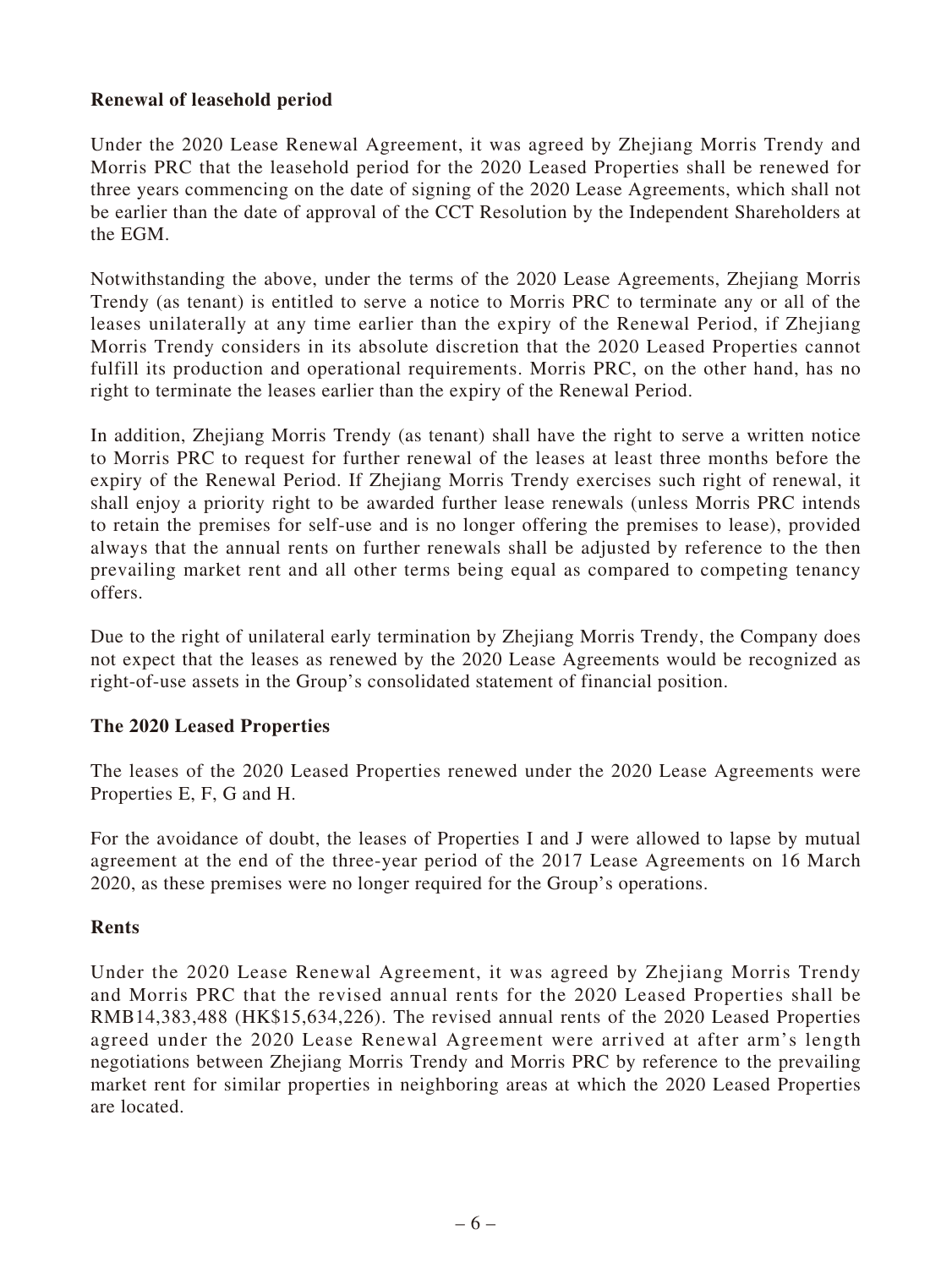**Renewal of leasehold period**

Under the 2020 Lease Renewal Agreement, it was agreed by Zhejiang Morris Trendy and Morris PRC that the leasehold period for the 2020 Leased Properties shall be renewed for three years commencing on the date of signing of the 2020 Lease Agreements, which shall not be earlier than the date of approval of the CCT Resolution by the Independent Shareholders at the EGM.

Notwithstanding the above, under the terms of the 2020 Lease Agreements, Zhejiang Morris Trendy (as tenant) is entitled to serve a notice to Morris PRC to terminate any or all of the leases unilaterally at any time earlier than the expiry of the Renewal Period, if Zhejiang Morris Trendy considers in its absolute discretion that the 2020 Leased Properties cannot fulfill its production and operational requirements. Morris PRC, on the other hand, has no right to terminate the leases earlier than the expiry of the Renewal Period.

In addition, Zhejiang Morris Trendy (as tenant) shall have the right to serve a written notice to Morris PRC to request for further renewal of the leases at least three months before the expiry of the Renewal Period. If Zhejiang Morris Trendy exercises such right of renewal, it shall enjoy a priority right to be awarded further lease renewals (unless Morris PRC intends to retain the premises for self-use and is no longer offering the premises to lease), provided always that the annual rents on further renewals shall be adjusted by reference to the then prevailing market rent and all other terms being equal as compared to competing tenancy offers.

Due to the right of unilateral early termination by Zhejiang Morris Trendy, the Company does not expect that the leases as renewed by the 2020 Lease Agreements would be recognized as right-of-use assets in the Group's consolidated statement of financial position.

**The 2020 Leased Properties**

The leases of the 2020 Leased Properties renewed under the 2020 Lease Agreements were Properties E, F, G and H.

For the avoidance of doubt, the leases of Properties I and J were allowed to lapse by mutual agreement at the end of the three-year period of the 2017 Lease Agreements on 16 March 2020, as these premises were no longer required for the Group's operations.

**Rents**

Under the 2020 Lease Renewal Agreement, it was agreed by Zhejiang Morris Trendy and Morris PRC that the revised annual rents for the 2020 Leased Properties shall be RMB14,383,488 (HK$15,634,226). The revised annual rents of the 2020 Leased Properties agreed under the 2020 Lease Renewal Agreement were arrived at after arm's length negotiations between Zhejiang Morris Trendy and Morris PRC by reference to the prevailing market rent for similar properties in neighboring areas at which the 2020 Leased Properties are located.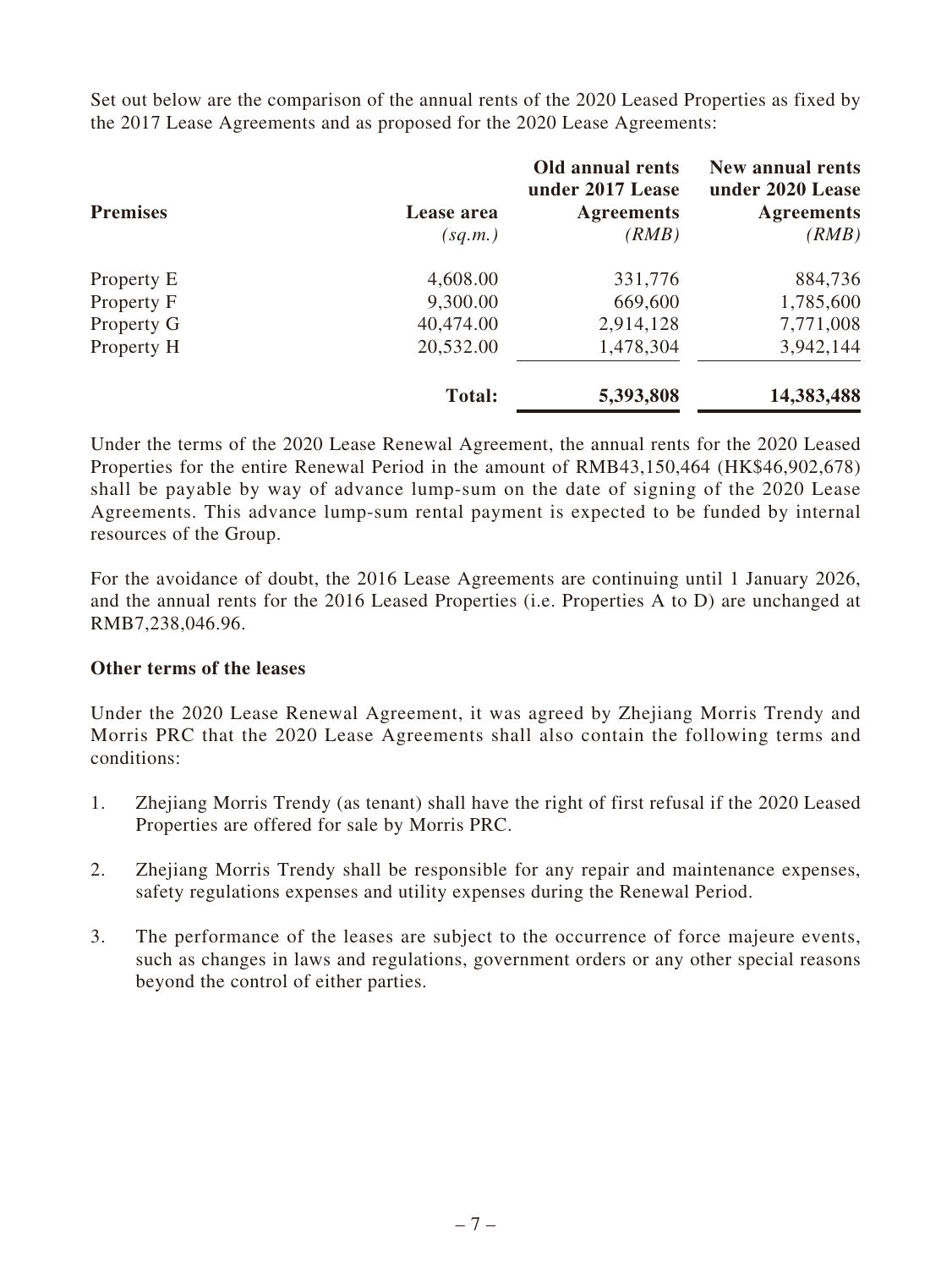Set out below are the comparison of the annual rents of the 2020 Leased Properties as fixed by the 2017 Lease Agreements and as proposed for the 2020 Lease Agreements:

| Premises | Lease area *(sq.m.)* | Old annual rents under 2017 Lease Agreements *(RMB)* | New annual rents under 2020 Lease Agreements *(RMB)* |
|---|---|---|---|
| Property E | 4,608.00 | 331,776 | 884,736 |
| Property F | 9,300.00 | 669,600 | 1,785,600 |
| Property G | 40,474.00 | 2,914,128 | 7,771,008 |
| Property H | 20,532.00 | 1,478,304 | 3,942,144 |
| | **Total:** | **5,393,808** | **14,383,488** |

Under the terms of the 2020 Lease Renewal Agreement, the annual rents for the 2020 Leased Properties for the entire Renewal Period in the amount of RMB43,150,464 (HK$46,902,678) shall be payable by way of advance lump-sum on the date of signing of the 2020 Lease Agreements. This advance lump-sum rental payment is expected to be funded by internal resources of the Group.

For the avoidance of doubt, the 2016 Lease Agreements are continuing until 1 January 2026, and the annual rents for the 2016 Leased Properties (i.e. Properties A to D) are unchanged at RMB7,238,046.96.

**Other terms of the leases**

Under the 2020 Lease Renewal Agreement, it was agreed by Zhejiang Morris Trendy and Morris PRC that the 2020 Lease Agreements shall also contain the following terms and conditions:

1. Zhejiang Morris Trendy (as tenant) shall have the right of first refusal if the 2020 Leased Properties are offered for sale by Morris PRC.

2. Zhejiang Morris Trendy shall be responsible for any repair and maintenance expenses, safety regulations expenses and utility expenses during the Renewal Period.

3. The performance of the leases are subject to the occurrence of force majeure events, such as changes in laws and regulations, government orders or any other special reasons beyond the control of either parties.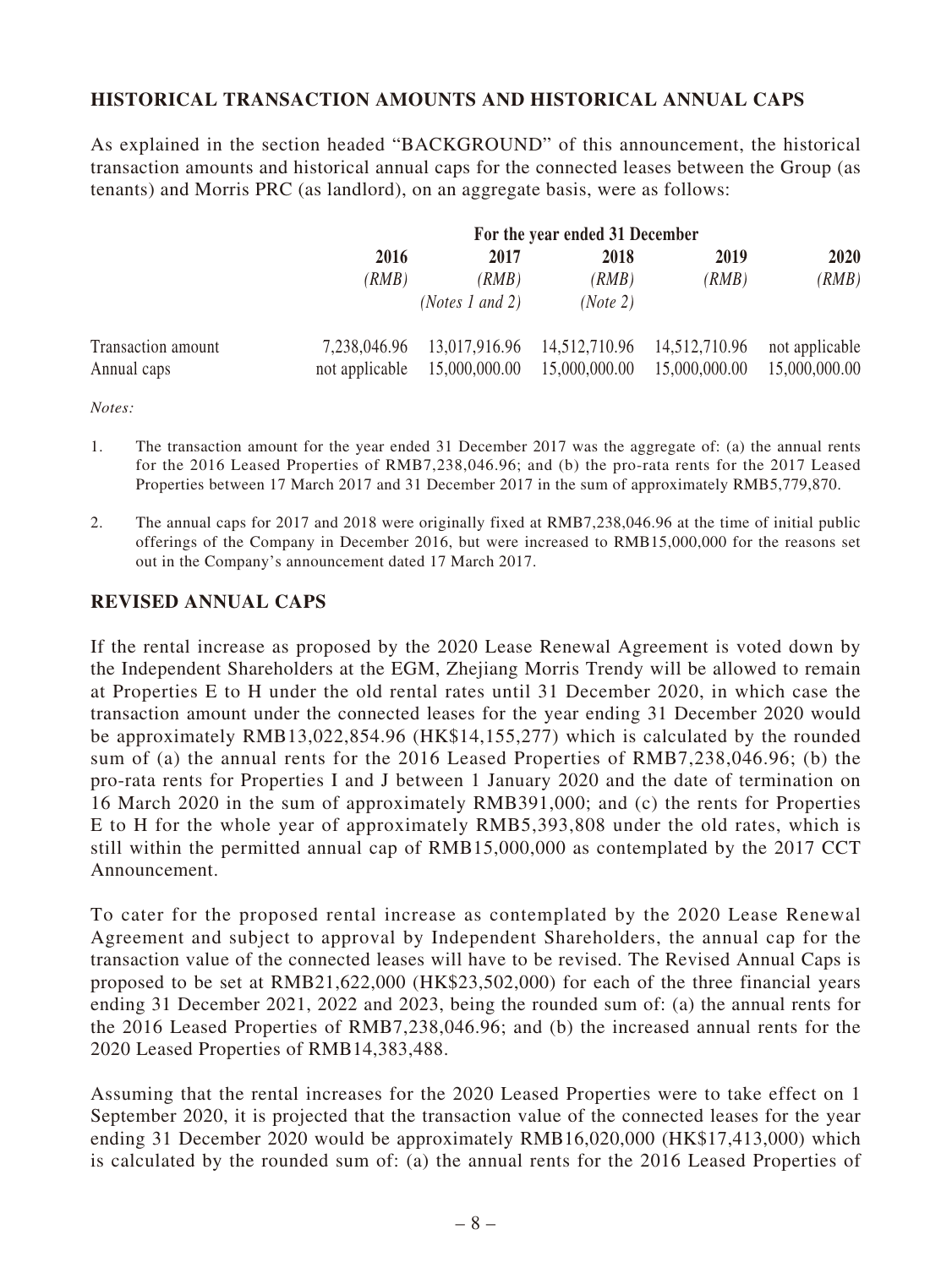## HISTORICAL TRANSACTION AMOUNTS AND HISTORICAL ANNUAL CAPS

As explained in the section headed "BACKGROUND" of this announcement, the historical transaction amounts and historical annual caps for the connected leases between the Group (as tenants) and Morris PRC (as landlord), on an aggregate basis, were as follows:

| | For the year ended 31 December | | | | |
|---|---|---|---|---|---|
| | 2016 | 2017 | 2018 | 2019 | 2020 |
| | *(RMB)* | *(RMB)* | *(RMB)* | *(RMB)* | *(RMB)* |
| | | *(Notes 1 and 2)* | *(Note 2)* | | |
| Transaction amount | 7,238,046.96 | 13,017,916.96 | 14,512,710.96 | 14,512,710.96 | not applicable |
| Annual caps | not applicable | 15,000,000.00 | 15,000,000.00 | 15,000,000.00 | 15,000,000.00 |

*Notes:*

1. The transaction amount for the year ended 31 December 2017 was the aggregate of: (a) the annual rents for the 2016 Leased Properties of RMB7,238,046.96; and (b) the pro-rata rents for the 2017 Leased Properties between 17 March 2017 and 31 December 2017 in the sum of approximately RMB5,779,870.

2. The annual caps for 2017 and 2018 were originally fixed at RMB7,238,046.96 at the time of initial public offerings of the Company in December 2016, but were increased to RMB15,000,000 for the reasons set out in the Company's announcement dated 17 March 2017.

## REVISED ANNUAL CAPS

If the rental increase as proposed by the 2020 Lease Renewal Agreement is voted down by the Independent Shareholders at the EGM, Zhejiang Morris Trendy will be allowed to remain at Properties E to H under the old rental rates until 31 December 2020, in which case the transaction amount under the connected leases for the year ending 31 December 2020 would be approximately RMB13,022,854.96 (HK$14,155,277) which is calculated by the rounded sum of (a) the annual rents for the 2016 Leased Properties of RMB7,238,046.96; (b) the pro-rata rents for Properties I and J between 1 January 2020 and the date of termination on 16 March 2020 in the sum of approximately RMB391,000; and (c) the rents for Properties E to H for the whole year of approximately RMB5,393,808 under the old rates, which is still within the permitted annual cap of RMB15,000,000 as contemplated by the 2017 CCT Announcement.

To cater for the proposed rental increase as contemplated by the 2020 Lease Renewal Agreement and subject to approval by Independent Shareholders, the annual cap for the transaction value of the connected leases will have to be revised. The Revised Annual Caps is proposed to be set at RMB21,622,000 (HK$23,502,000) for each of the three financial years ending 31 December 2021, 2022 and 2023, being the rounded sum of: (a) the annual rents for the 2016 Leased Properties of RMB7,238,046.96; and (b) the increased annual rents for the 2020 Leased Properties of RMB14,383,488.

Assuming that the rental increases for the 2020 Leased Properties were to take effect on 1 September 2020, it is projected that the transaction value of the connected leases for the year ending 31 December 2020 would be approximately RMB16,020,000 (HK$17,413,000) which is calculated by the rounded sum of: (a) the annual rents for the 2016 Leased Properties of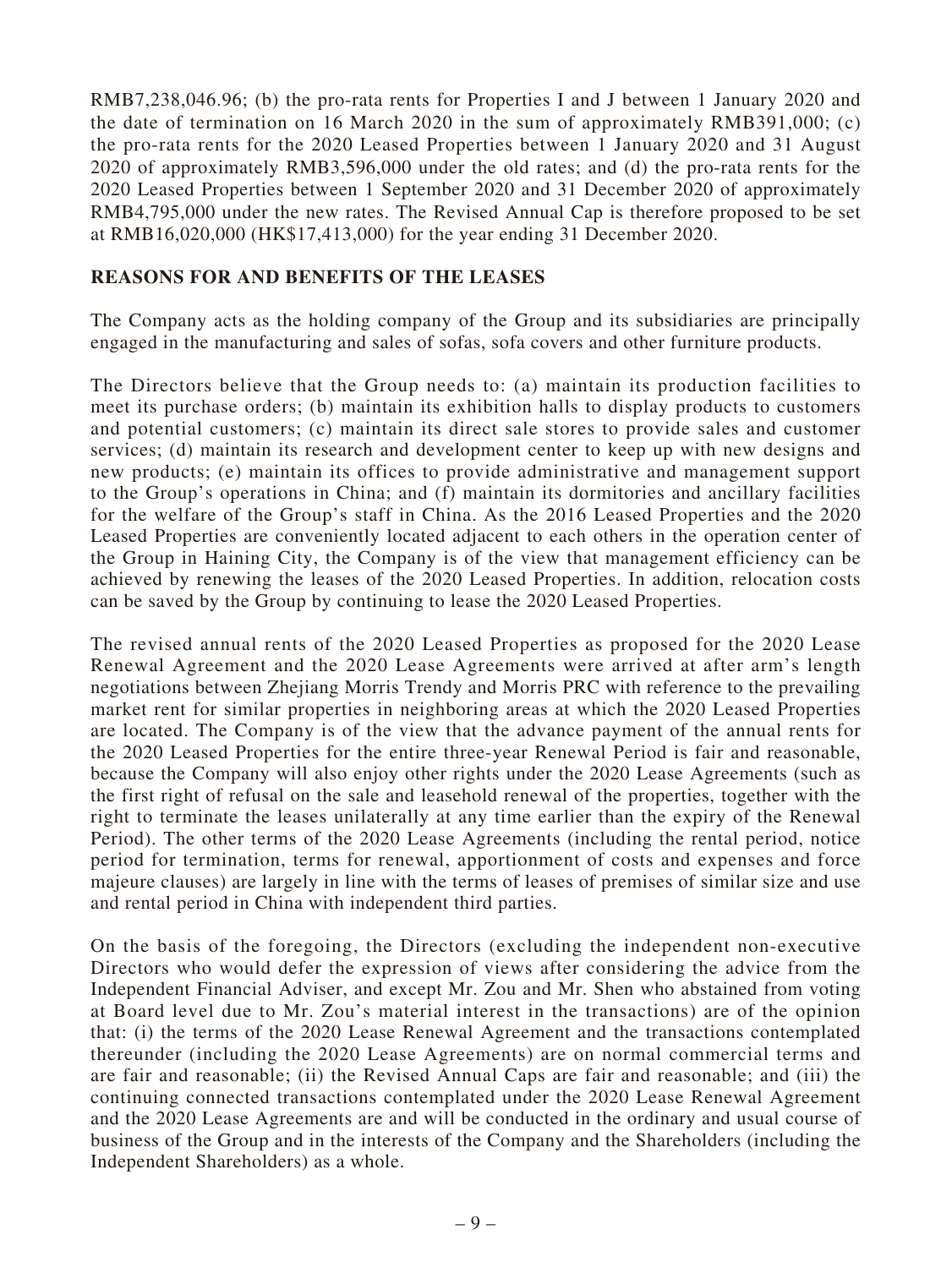RMB7,238,046.96; (b) the pro-rata rents for Properties I and J between 1 January 2020 and the date of termination on 16 March 2020 in the sum of approximately RMB391,000; (c) the pro-rata rents for the 2020 Leased Properties between 1 January 2020 and 31 August 2020 of approximately RMB3,596,000 under the old rates; and (d) the pro-rata rents for the 2020 Leased Properties between 1 September 2020 and 31 December 2020 of approximately RMB4,795,000 under the new rates. The Revised Annual Cap is therefore proposed to be set at RMB16,020,000 (HK$17,413,000) for the year ending 31 December 2020.

## REASONS FOR AND BENEFITS OF THE LEASES

The Company acts as the holding company of the Group and its subsidiaries are principally engaged in the manufacturing and sales of sofas, sofa covers and other furniture products.

The Directors believe that the Group needs to: (a) maintain its production facilities to meet its purchase orders; (b) maintain its exhibition halls to display products to customers and potential customers; (c) maintain its direct sale stores to provide sales and customer services; (d) maintain its research and development center to keep up with new designs and new products; (e) maintain its offices to provide administrative and management support to the Group's operations in China; and (f) maintain its dormitories and ancillary facilities for the welfare of the Group's staff in China. As the 2016 Leased Properties and the 2020 Leased Properties are conveniently located adjacent to each others in the operation center of the Group in Haining City, the Company is of the view that management efficiency can be achieved by renewing the leases of the 2020 Leased Properties. In addition, relocation costs can be saved by the Group by continuing to lease the 2020 Leased Properties.

The revised annual rents of the 2020 Leased Properties as proposed for the 2020 Lease Renewal Agreement and the 2020 Lease Agreements were arrived at after arm's length negotiations between Zhejiang Morris Trendy and Morris PRC with reference to the prevailing market rent for similar properties in neighboring areas at which the 2020 Leased Properties are located. The Company is of the view that the advance payment of the annual rents for the 2020 Leased Properties for the entire three-year Renewal Period is fair and reasonable, because the Company will also enjoy other rights under the 2020 Lease Agreements (such as the first right of refusal on the sale and leasehold renewal of the properties, together with the right to terminate the leases unilaterally at any time earlier than the expiry of the Renewal Period). The other terms of the 2020 Lease Agreements (including the rental period, notice period for termination, terms for renewal, apportionment of costs and expenses and force majeure clauses) are largely in line with the terms of leases of premises of similar size and use and rental period in China with independent third parties.

On the basis of the foregoing, the Directors (excluding the independent non-executive Directors who would defer the expression of views after considering the advice from the Independent Financial Adviser, and except Mr. Zou and Mr. Shen who abstained from voting at Board level due to Mr. Zou's material interest in the transactions) are of the opinion that: (i) the terms of the 2020 Lease Renewal Agreement and the transactions contemplated thereunder (including the 2020 Lease Agreements) are on normal commercial terms and are fair and reasonable; (ii) the Revised Annual Caps are fair and reasonable; and (iii) the continuing connected transactions contemplated under the 2020 Lease Renewal Agreement and the 2020 Lease Agreements are and will be conducted in the ordinary and usual course of business of the Group and in the interests of the Company and the Shareholders (including the Independent Shareholders) as a whole.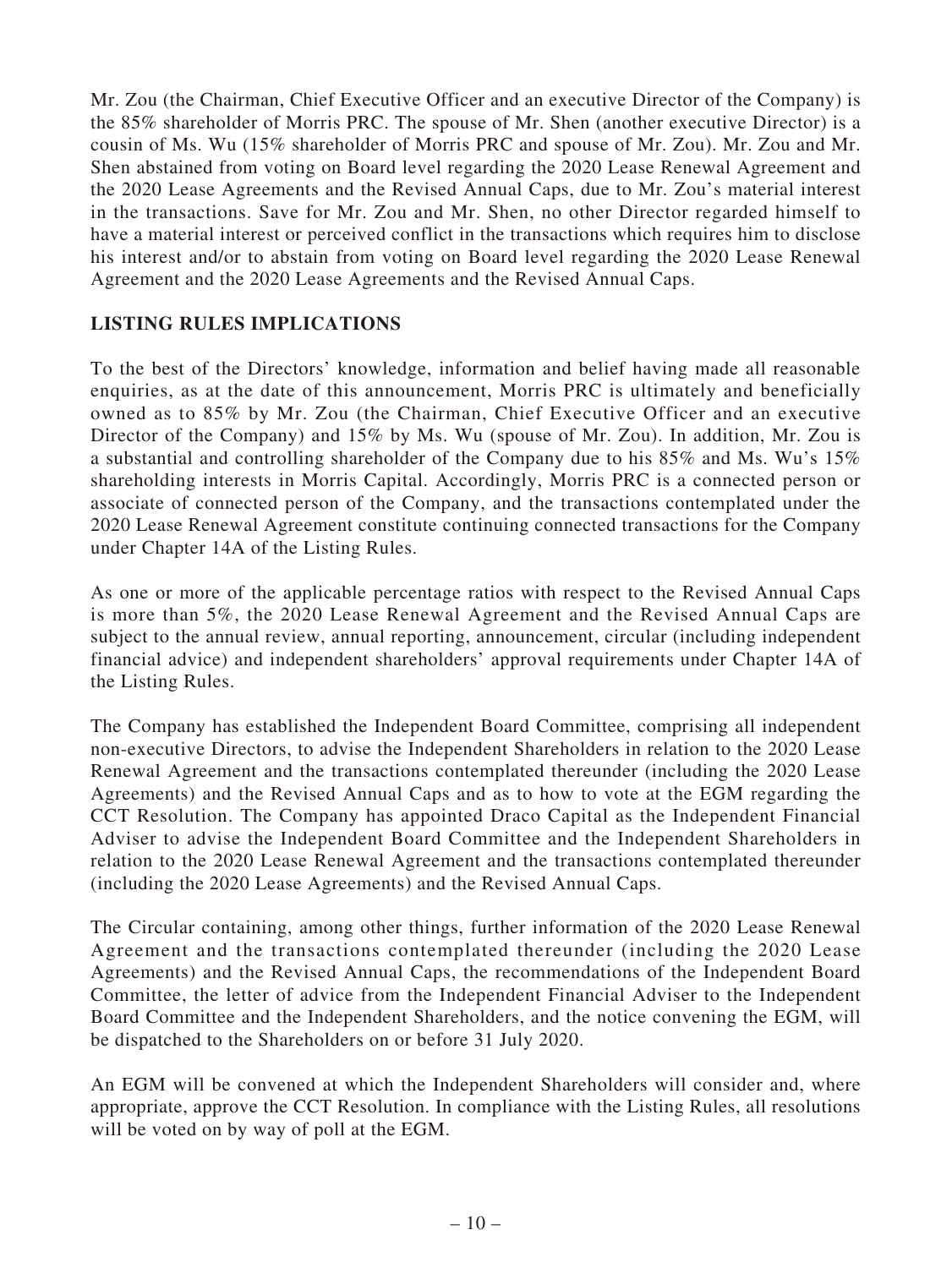Mr. Zou (the Chairman, Chief Executive Officer and an executive Director of the Company) is the 85% shareholder of Morris PRC. The spouse of Mr. Shen (another executive Director) is a cousin of Ms. Wu (15% shareholder of Morris PRC and spouse of Mr. Zou). Mr. Zou and Mr. Shen abstained from voting on Board level regarding the 2020 Lease Renewal Agreement and the 2020 Lease Agreements and the Revised Annual Caps, due to Mr. Zou's material interest in the transactions. Save for Mr. Zou and Mr. Shen, no other Director regarded himself to have a material interest or perceived conflict in the transactions which requires him to disclose his interest and/or to abstain from voting on Board level regarding the 2020 Lease Renewal Agreement and the 2020 Lease Agreements and the Revised Annual Caps.

## LISTING RULES IMPLICATIONS

To the best of the Directors' knowledge, information and belief having made all reasonable enquiries, as at the date of this announcement, Morris PRC is ultimately and beneficially owned as to 85% by Mr. Zou (the Chairman, Chief Executive Officer and an executive Director of the Company) and 15% by Ms. Wu (spouse of Mr. Zou). In addition, Mr. Zou is a substantial and controlling shareholder of the Company due to his 85% and Ms. Wu's 15% shareholding interests in Morris Capital. Accordingly, Morris PRC is a connected person or associate of connected person of the Company, and the transactions contemplated under the 2020 Lease Renewal Agreement constitute continuing connected transactions for the Company under Chapter 14A of the Listing Rules.

As one or more of the applicable percentage ratios with respect to the Revised Annual Caps is more than 5%, the 2020 Lease Renewal Agreement and the Revised Annual Caps are subject to the annual review, annual reporting, announcement, circular (including independent financial advice) and independent shareholders' approval requirements under Chapter 14A of the Listing Rules.

The Company has established the Independent Board Committee, comprising all independent non-executive Directors, to advise the Independent Shareholders in relation to the 2020 Lease Renewal Agreement and the transactions contemplated thereunder (including the 2020 Lease Agreements) and the Revised Annual Caps and as to how to vote at the EGM regarding the CCT Resolution. The Company has appointed Draco Capital as the Independent Financial Adviser to advise the Independent Board Committee and the Independent Shareholders in relation to the 2020 Lease Renewal Agreement and the transactions contemplated thereunder (including the 2020 Lease Agreements) and the Revised Annual Caps.

The Circular containing, among other things, further information of the 2020 Lease Renewal Agreement and the transactions contemplated thereunder (including the 2020 Lease Agreements) and the Revised Annual Caps, the recommendations of the Independent Board Committee, the letter of advice from the Independent Financial Adviser to the Independent Board Committee and the Independent Shareholders, and the notice convening the EGM, will be dispatched to the Shareholders on or before 31 July 2020.

An EGM will be convened at which the Independent Shareholders will consider and, where appropriate, approve the CCT Resolution. In compliance with the Listing Rules, all resolutions will be voted on by way of poll at the EGM.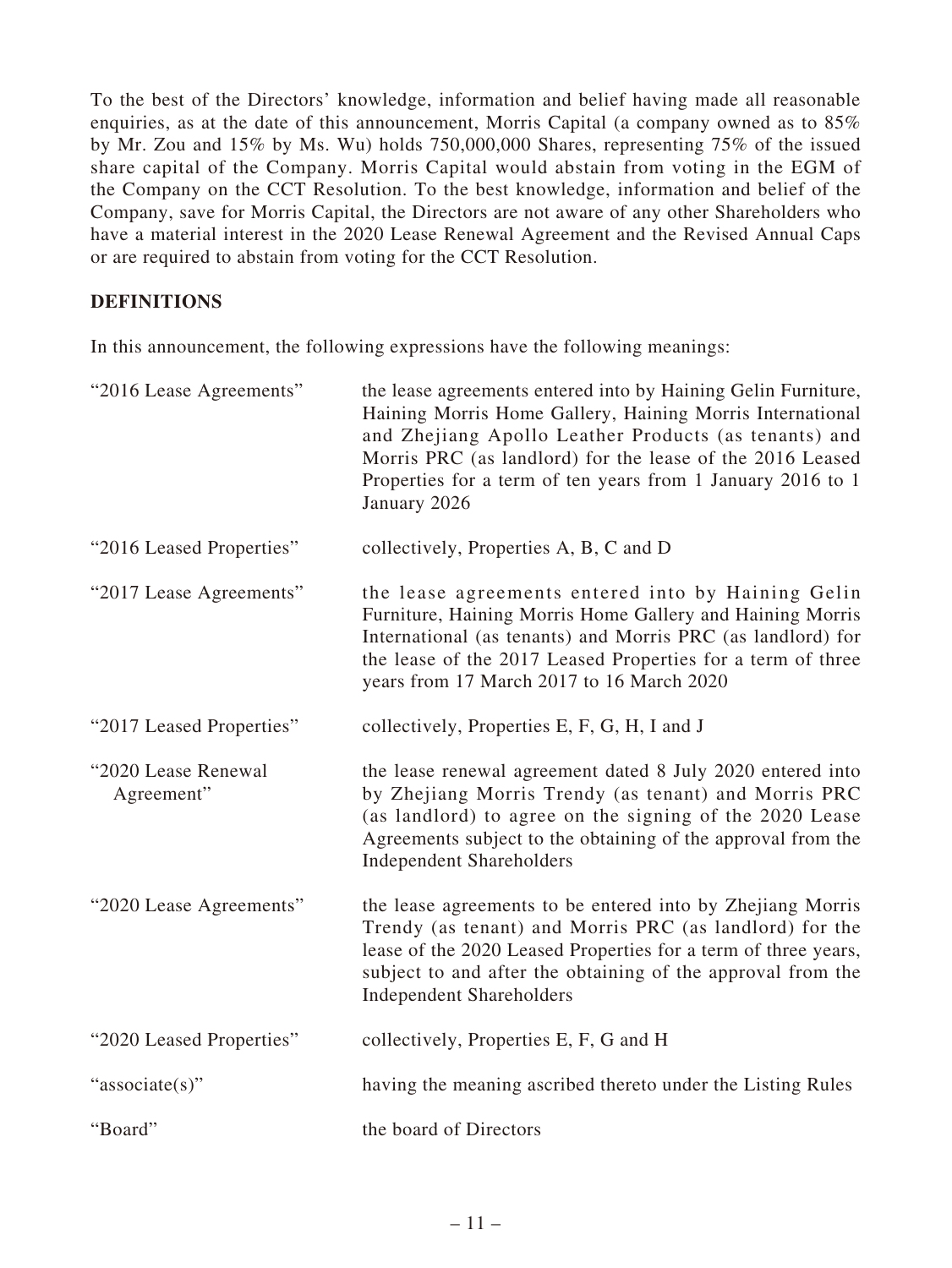To the best of the Directors' knowledge, information and belief having made all reasonable enquiries, as at the date of this announcement, Morris Capital (a company owned as to 85% by Mr. Zou and 15% by Ms. Wu) holds 750,000,000 Shares, representing 75% of the issued share capital of the Company. Morris Capital would abstain from voting in the EGM of the Company on the CCT Resolution. To the best knowledge, information and belief of the Company, save for Morris Capital, the Directors are not aware of any other Shareholders who have a material interest in the 2020 Lease Renewal Agreement and the Revised Annual Caps or are required to abstain from voting for the CCT Resolution.

## DEFINITIONS

In this announcement, the following expressions have the following meanings:

| | |
|---|---|
| "2016 Lease Agreements" | the lease agreements entered into by Haining Gelin Furniture, Haining Morris Home Gallery, Haining Morris International and Zhejiang Apollo Leather Products (as tenants) and Morris PRC (as landlord) for the lease of the 2016 Leased Properties for a term of ten years from 1 January 2016 to 1 January 2026 |
| "2016 Leased Properties" | collectively, Properties A, B, C and D |
| "2017 Lease Agreements" | the lease agreements entered into by Haining Gelin Furniture, Haining Morris Home Gallery and Haining Morris International (as tenants) and Morris PRC (as landlord) for the lease of the 2017 Leased Properties for a term of three years from 17 March 2017 to 16 March 2020 |
| "2017 Leased Properties" | collectively, Properties E, F, G, H, I and J |
| "2020 Lease Renewal Agreement" | the lease renewal agreement dated 8 July 2020 entered into by Zhejiang Morris Trendy (as tenant) and Morris PRC (as landlord) to agree on the signing of the 2020 Lease Agreements subject to the obtaining of the approval from the Independent Shareholders |
| "2020 Lease Agreements" | the lease agreements to be entered into by Zhejiang Morris Trendy (as tenant) and Morris PRC (as landlord) for the lease of the 2020 Leased Properties for a term of three years, subject to and after the obtaining of the approval from the Independent Shareholders |
| "2020 Leased Properties" | collectively, Properties E, F, G and H |
| "associate(s)" | having the meaning ascribed thereto under the Listing Rules |
| "Board" | the board of Directors |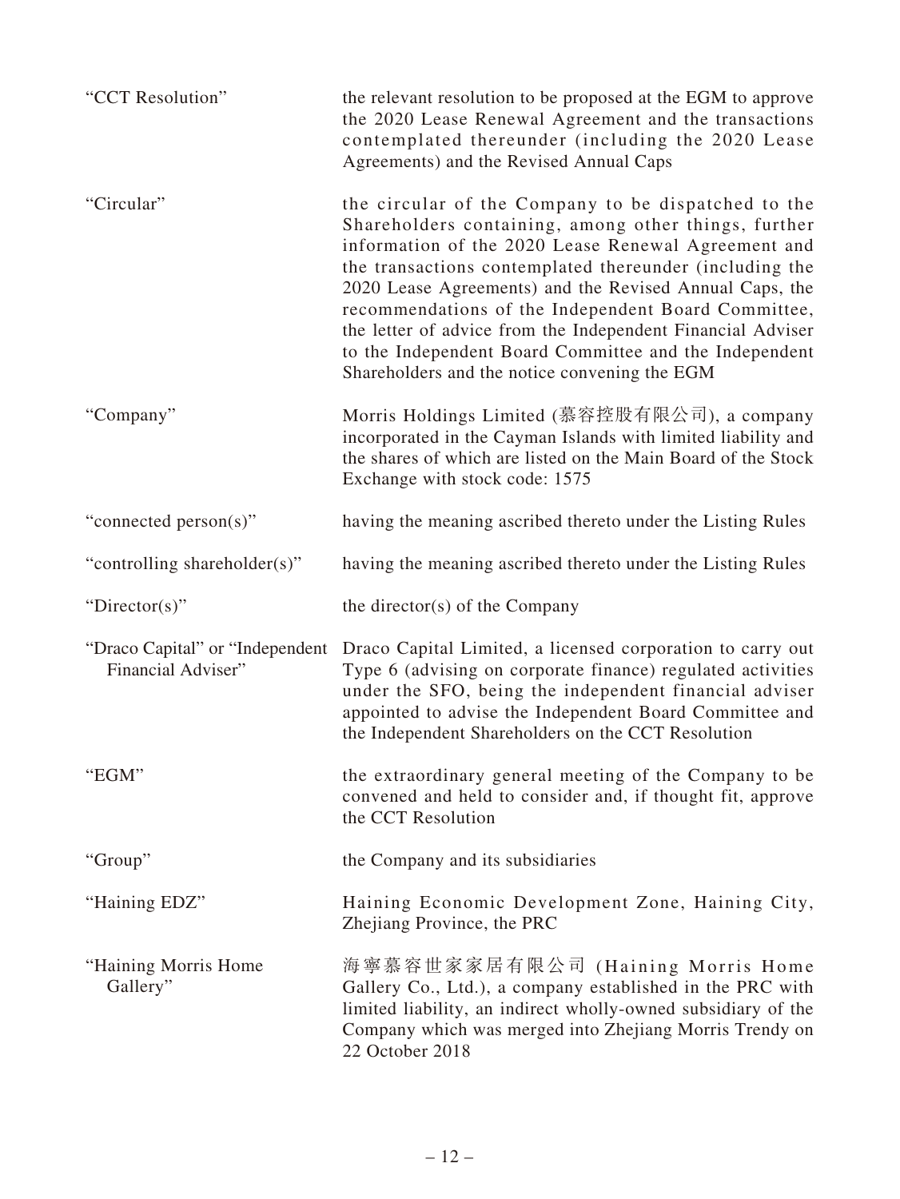| | |
|---|---|
| "CCT Resolution" | the relevant resolution to be proposed at the EGM to approve the 2020 Lease Renewal Agreement and the transactions contemplated thereunder (including the 2020 Lease Agreements) and the Revised Annual Caps |
| "Circular" | the circular of the Company to be dispatched to the Shareholders containing, among other things, further information of the 2020 Lease Renewal Agreement and the transactions contemplated thereunder (including the 2020 Lease Agreements) and the Revised Annual Caps, the recommendations of the Independent Board Committee, the letter of advice from the Independent Financial Adviser to the Independent Board Committee and the Independent Shareholders and the notice convening the EGM |
| "Company" | Morris Holdings Limited (慕容控股有限公司), a company incorporated in the Cayman Islands with limited liability and the shares of which are listed on the Main Board of the Stock Exchange with stock code: 1575 |
| "connected person(s)" | having the meaning ascribed thereto under the Listing Rules |
| "controlling shareholder(s)" | having the meaning ascribed thereto under the Listing Rules |
| "Director(s)" | the director(s) of the Company |
| "Draco Capital" or "Independent Financial Adviser" | Draco Capital Limited, a licensed corporation to carry out Type 6 (advising on corporate finance) regulated activities under the SFO, being the independent financial adviser appointed to advise the Independent Board Committee and the Independent Shareholders on the CCT Resolution |
| "EGM" | the extraordinary general meeting of the Company to be convened and held to consider and, if thought fit, approve the CCT Resolution |
| "Group" | the Company and its subsidiaries |
| "Haining EDZ" | Haining Economic Development Zone, Haining City, Zhejiang Province, the PRC |
| "Haining Morris Home Gallery" | 海寧慕容世家家居有限公司 (Haining Morris Home Gallery Co., Ltd.), a company established in the PRC with limited liability, an indirect wholly-owned subsidiary of the Company which was merged into Zhejiang Morris Trendy on 22 October 2018 |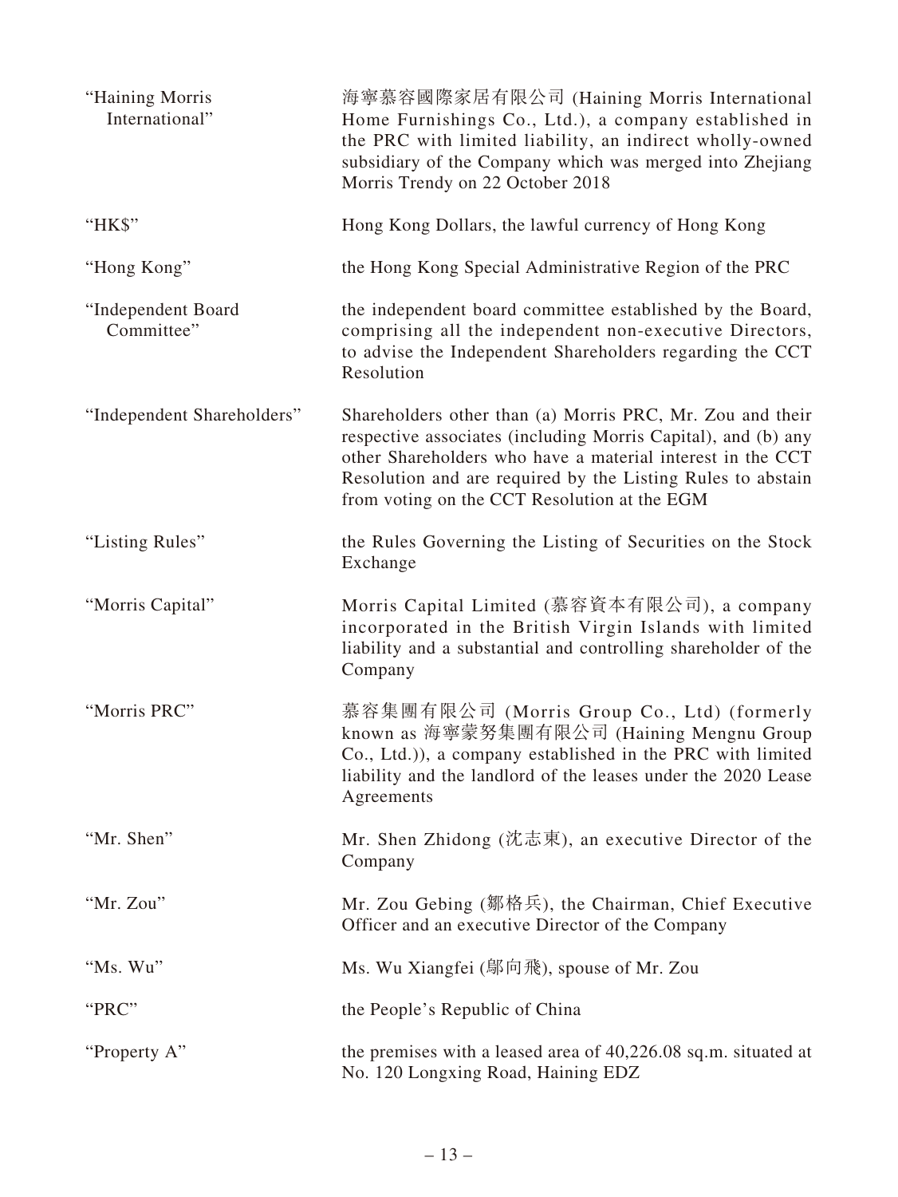| | |
|---|---|
| "Haining Morris International" | 海寧慕容國際家居有限公司 (Haining Morris International Home Furnishings Co., Ltd.), a company established in the PRC with limited liability, an indirect wholly-owned subsidiary of the Company which was merged into Zhejiang Morris Trendy on 22 October 2018 |
| "HK$" | Hong Kong Dollars, the lawful currency of Hong Kong |
| "Hong Kong" | the Hong Kong Special Administrative Region of the PRC |
| "Independent Board Committee" | the independent board committee established by the Board, comprising all the independent non-executive Directors, to advise the Independent Shareholders regarding the CCT Resolution |
| "Independent Shareholders" | Shareholders other than (a) Morris PRC, Mr. Zou and their respective associates (including Morris Capital), and (b) any other Shareholders who have a material interest in the CCT Resolution and are required by the Listing Rules to abstain from voting on the CCT Resolution at the EGM |
| "Listing Rules" | the Rules Governing the Listing of Securities on the Stock Exchange |
| "Morris Capital" | Morris Capital Limited (慕容資本有限公司), a company incorporated in the British Virgin Islands with limited liability and a substantial and controlling shareholder of the Company |
| "Morris PRC" | 慕容集團有限公司 (Morris Group Co., Ltd) (formerly known as 海寧蒙努集團有限公司 (Haining Mengnu Group Co., Ltd.)), a company established in the PRC with limited liability and the landlord of the leases under the 2020 Lease Agreements |
| "Mr. Shen" | Mr. Shen Zhidong (沈志東), an executive Director of the Company |
| "Mr. Zou" | Mr. Zou Gebing (鄒格兵), the Chairman, Chief Executive Officer and an executive Director of the Company |
| "Ms. Wu" | Ms. Wu Xiangfei (鄔向飛), spouse of Mr. Zou |
| "PRC" | the People's Republic of China |
| "Property A" | the premises with a leased area of 40,226.08 sq.m. situated at No. 120 Longxing Road, Haining EDZ |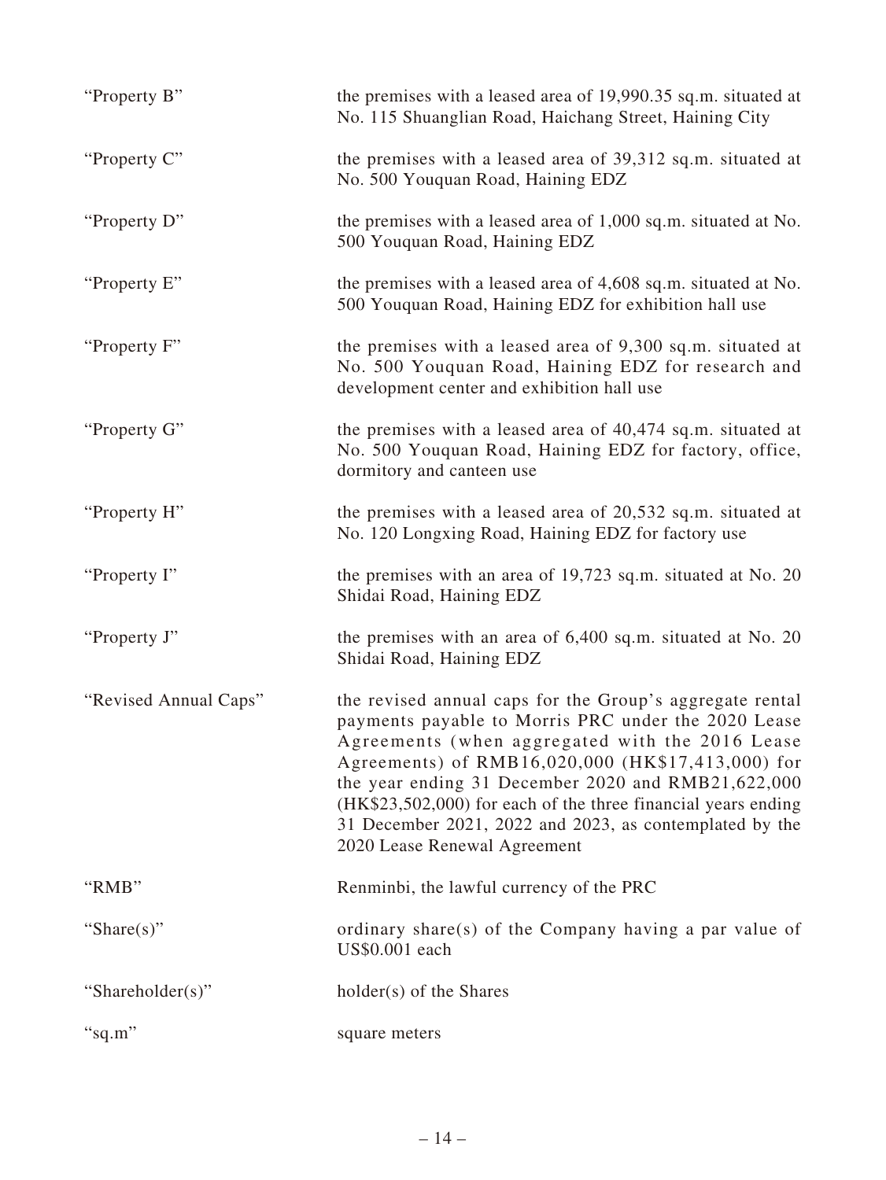| | |
|---|---|
| "Property B" | the premises with a leased area of 19,990.35 sq.m. situated at No. 115 Shuanglian Road, Haichang Street, Haining City |
| "Property C" | the premises with a leased area of 39,312 sq.m. situated at No. 500 Youquan Road, Haining EDZ |
| "Property D" | the premises with a leased area of 1,000 sq.m. situated at No. 500 Youquan Road, Haining EDZ |
| "Property E" | the premises with a leased area of 4,608 sq.m. situated at No. 500 Youquan Road, Haining EDZ for exhibition hall use |
| "Property F" | the premises with a leased area of 9,300 sq.m. situated at No. 500 Youquan Road, Haining EDZ for research and development center and exhibition hall use |
| "Property G" | the premises with a leased area of 40,474 sq.m. situated at No. 500 Youquan Road, Haining EDZ for factory, office, dormitory and canteen use |
| "Property H" | the premises with a leased area of 20,532 sq.m. situated at No. 120 Longxing Road, Haining EDZ for factory use |
| "Property I" | the premises with an area of 19,723 sq.m. situated at No. 20 Shidai Road, Haining EDZ |
| "Property J" | the premises with an area of 6,400 sq.m. situated at No. 20 Shidai Road, Haining EDZ |
| "Revised Annual Caps" | the revised annual caps for the Group's aggregate rental payments payable to Morris PRC under the 2020 Lease Agreements (when aggregated with the 2016 Lease Agreements) of RMB16,020,000 (HK$17,413,000) for the year ending 31 December 2020 and RMB21,622,000 (HK$23,502,000) for each of the three financial years ending 31 December 2021, 2022 and 2023, as contemplated by the 2020 Lease Renewal Agreement |
| "RMB" | Renminbi, the lawful currency of the PRC |
| "Share(s)" | ordinary share(s) of the Company having a par value of US$0.001 each |
| "Shareholder(s)" | holder(s) of the Shares |
| "sq.m" | square meters |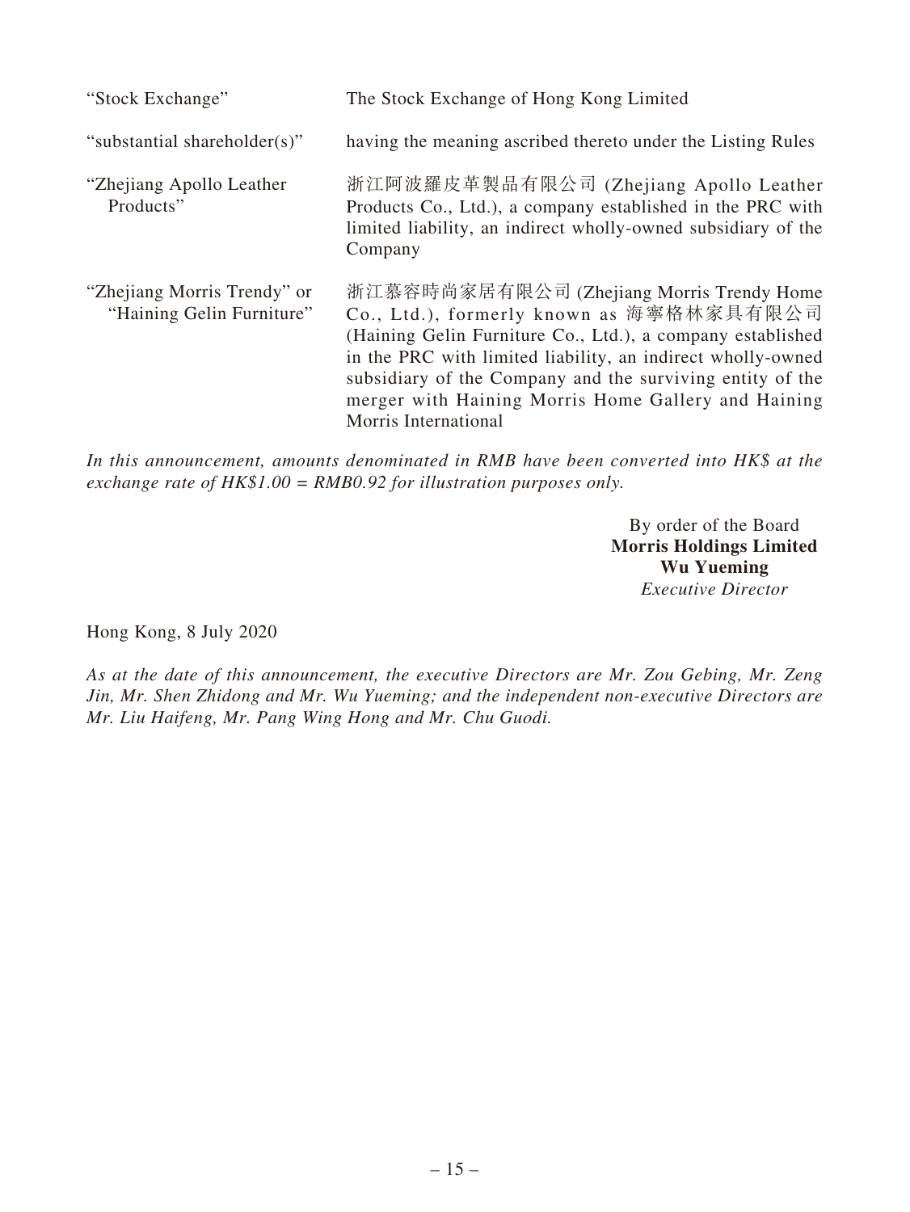| | |
|---|---|
| "Stock Exchange" | The Stock Exchange of Hong Kong Limited |
| "substantial shareholder(s)" | having the meaning ascribed thereto under the Listing Rules |
| "Zhejiang Apollo Leather Products" | 浙江阿波羅皮革製品有限公司 (Zhejiang Apollo Leather Products Co., Ltd.), a company established in the PRC with limited liability, an indirect wholly-owned subsidiary of the Company |
| "Zhejiang Morris Trendy" or "Haining Gelin Furniture" | 浙江慕容時尚家居有限公司 (Zhejiang Morris Trendy Home Co., Ltd.), formerly known as 海寧格林家具有限公司 (Haining Gelin Furniture Co., Ltd.), a company established in the PRC with limited liability, an indirect wholly-owned subsidiary of the Company and the surviving entity of the merger with Haining Morris Home Gallery and Haining Morris International |

*In this announcement, amounts denominated in RMB have been converted into HK$ at the exchange rate of HK$1.00 = RMB0.92 for illustration purposes only.*

By order of the Board
**Morris Holdings Limited**
**Wu Yueming**
*Executive Director*

Hong Kong, 8 July 2020

*As at the date of this announcement, the executive Directors are Mr. Zou Gebing, Mr. Zeng Jin, Mr. Shen Zhidong and Mr. Wu Yueming; and the independent non-executive Directors are Mr. Liu Haifeng, Mr. Pang Wing Hong and Mr. Chu Guodi.*